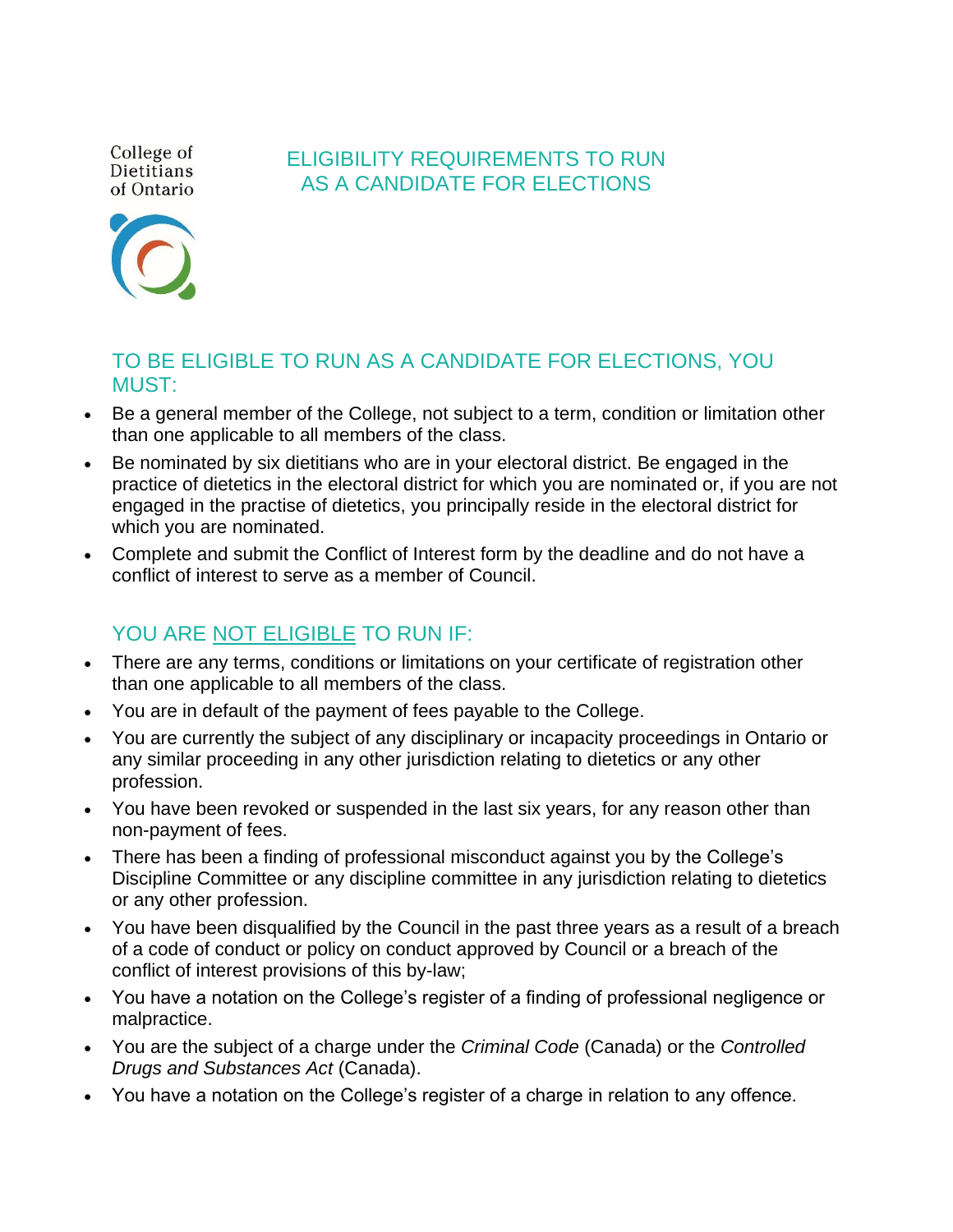College of Dietitians of Ontario

# ELIGIBILITY REQUIREMENTS TO RUN AS A CANDIDATE FOR ELECTIONS

## TO BE ELIGIBLE TO RUN AS A CANDIDATE FOR ELECTIONS, YOU MUST:

- Be a general member of the College, not subject to a term, condition or limitation other than one applicable to all members of the class.
- Be nominated by six dietitians who are in your electoral district. Be engaged in the practice of dietetics in the electoral district for which you are nominated or, if you are not engaged in the practise of dietetics, you principally reside in the electoral district for which you are nominated.
- Complete and submit the Conflict of Interest form by the deadline and do not have a conflict of interest to serve as a member of Council.

## YOU ARE NOT ELIGIBLE TO RUN IF:

- There are any terms, conditions or limitations on your certificate of registration other than one applicable to all members of the class.
- You are in default of the payment of fees payable to the College.
- You are currently the subject of any disciplinary or incapacity proceedings in Ontario or any similar proceeding in any other jurisdiction relating to dietetics or any other profession.
- You have been revoked or suspended in the last six years, for any reason other than non-payment of fees.
- There has been a finding of professional misconduct against you by the College's Discipline Committee or any discipline committee in any jurisdiction relating to dietetics or any other profession.
- You have been disqualified by the Council in the past three years as a result of a breach of a code of conduct or policy on conduct approved by Council or a breach of the conflict of interest provisions of this by-law;
- You have a notation on the College's register of a finding of professional negligence or malpractice.
- You are the subject of a charge under the *Criminal Code* (Canada) or the *Controlled Drugs and Substances Act* (Canada).
- You have a notation on the College's register of a charge in relation to any offence.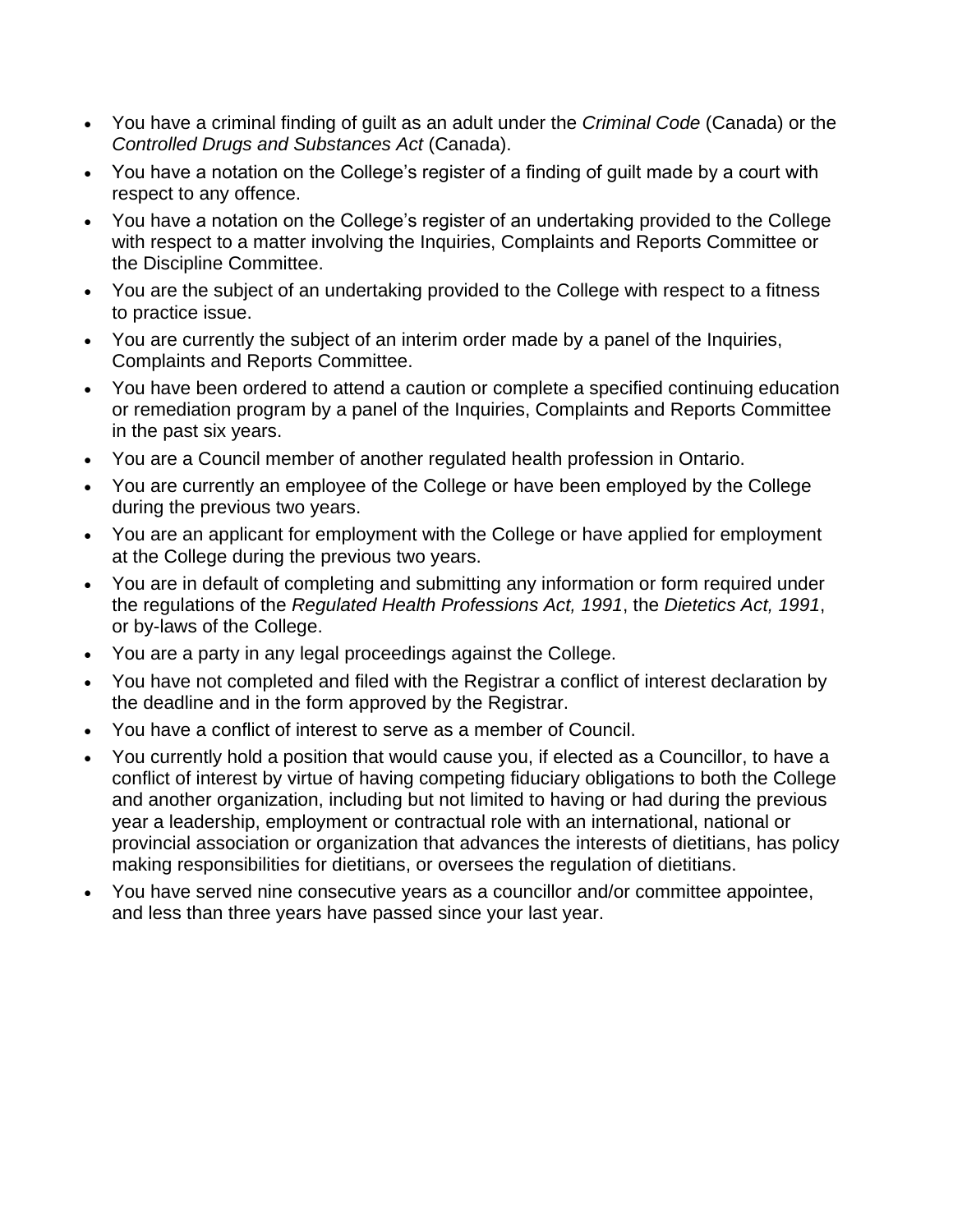- You have a criminal finding of guilt as an adult under the *Criminal Code* (Canada) or the *Controlled Drugs and Substances Act* (Canada).
- You have a notation on the College's register of a finding of guilt made by a court with respect to any offence.
- You have a notation on the College's register of an undertaking provided to the College with respect to a matter involving the Inquiries, Complaints and Reports Committee or the Discipline Committee.
- You are the subject of an undertaking provided to the College with respect to a fitness to practice issue.
- You are currently the subject of an interim order made by a panel of the Inquiries, Complaints and Reports Committee.
- You have been ordered to attend a caution or complete a specified continuing education or remediation program by a panel of the Inquiries, Complaints and Reports Committee in the past six years.
- You are a Council member of another regulated health profession in Ontario.
- You are currently an employee of the College or have been employed by the College during the previous two years.
- You are an applicant for employment with the College or have applied for employment at the College during the previous two years.
- You are in default of completing and submitting any information or form required under the regulations of the *Regulated Health Professions Act, 1991*, the *Dietetics Act, 1991*, or by-laws of the College.
- You are a party in any legal proceedings against the College.
- You have not completed and filed with the Registrar a conflict of interest declaration by the deadline and in the form approved by the Registrar.
- You have a conflict of interest to serve as a member of Council.
- You currently hold a position that would cause you, if elected as a Councillor, to have a conflict of interest by virtue of having competing fiduciary obligations to both the College and another organization, including but not limited to having or had during the previous year a leadership, employment or contractual role with an international, national or provincial association or organization that advances the interests of dietitians, has policy making responsibilities for dietitians, or oversees the regulation of dietitians.
- You have served nine consecutive years as a councillor and/or committee appointee, and less than three years have passed since your last year.